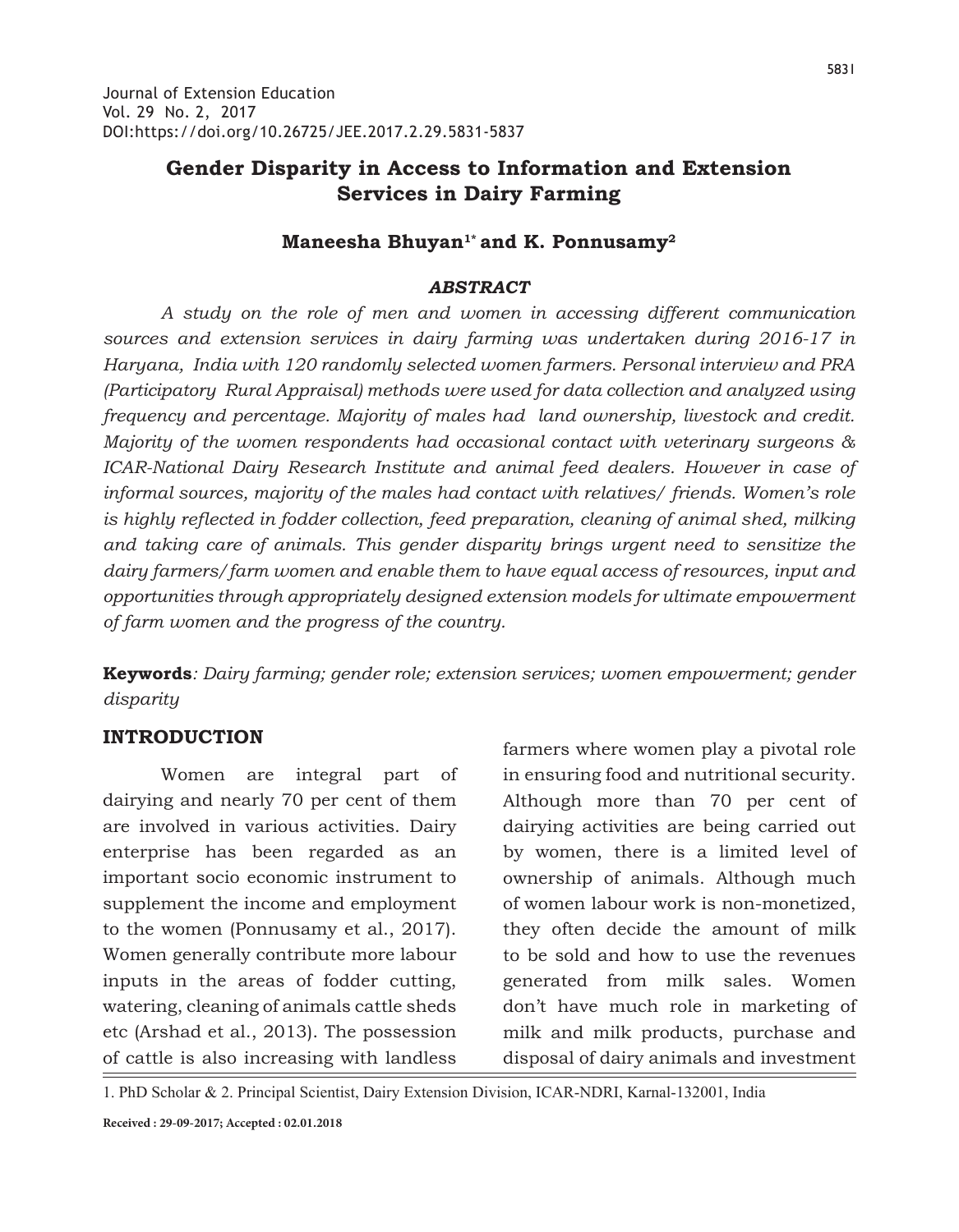Journal of Extension Education
Vol. 29 No. 2, 2017
DOI:https://doi.org/10.26725/JEE.2017.2.29.5831-5837

# Gender Disparity in Access to Information and Extension Services in Dairy Farming

**Maneesha Bhuyan[1*] and K. Ponnusamy[2]**

### *ABSTRACT*

*A study on the role of men and women in accessing different communication sources and extension services in dairy farming was undertaken during 2016-17 in Haryana, India with 120 randomly selected women farmers. Personal interview and PRA (Participatory Rural Appraisal) methods were used for data collection and analyzed using frequency and percentage. Majority of males had land ownership, livestock and credit. Majority of the women respondents had occasional contact with veterinary surgeons & ICAR-National Dairy Research Institute and animal feed dealers. However in case of informal sources, majority of the males had contact with relatives/ friends. Women's role is highly reflected in fodder collection, feed preparation, cleaning of animal shed, milking and taking care of animals. This gender disparity brings urgent need to sensitize the dairy farmers/ farm women and enable them to have equal access of resources, input and opportunities through appropriately designed extension models for ultimate empowerment of farm women and the progress of the country.*

**Keywords***: Dairy farming; gender role; extension services; women empowerment; gender disparity*

## INTRODUCTION

Women are integral part of dairying and nearly 70 per cent of them are involved in various activities. Dairy enterprise has been regarded as an important socio economic instrument to supplement the income and employment to the women (Ponnusamy et al., 2017). Women generally contribute more labour inputs in the areas of fodder cutting, watering, cleaning of animals cattle sheds etc (Arshad et al., 2013). The possession of cattle is also increasing with landless farmers where women play a pivotal role in ensuring food and nutritional security. Although more than 70 per cent of dairying activities are being carried out by women, there is a limited level of ownership of animals. Although much of women labour work is non-monetized, they often decide the amount of milk to be sold and how to use the revenues generated from milk sales. Women don't have much role in marketing of milk and milk products, purchase and disposal of dairy animals and investment

1. PhD Scholar & 2. Principal Scientist, Dairy Extension Division, ICAR-NDRI, Karnal-132001, India

**Received : 29-09-2017; Accepted : 02.01.2018**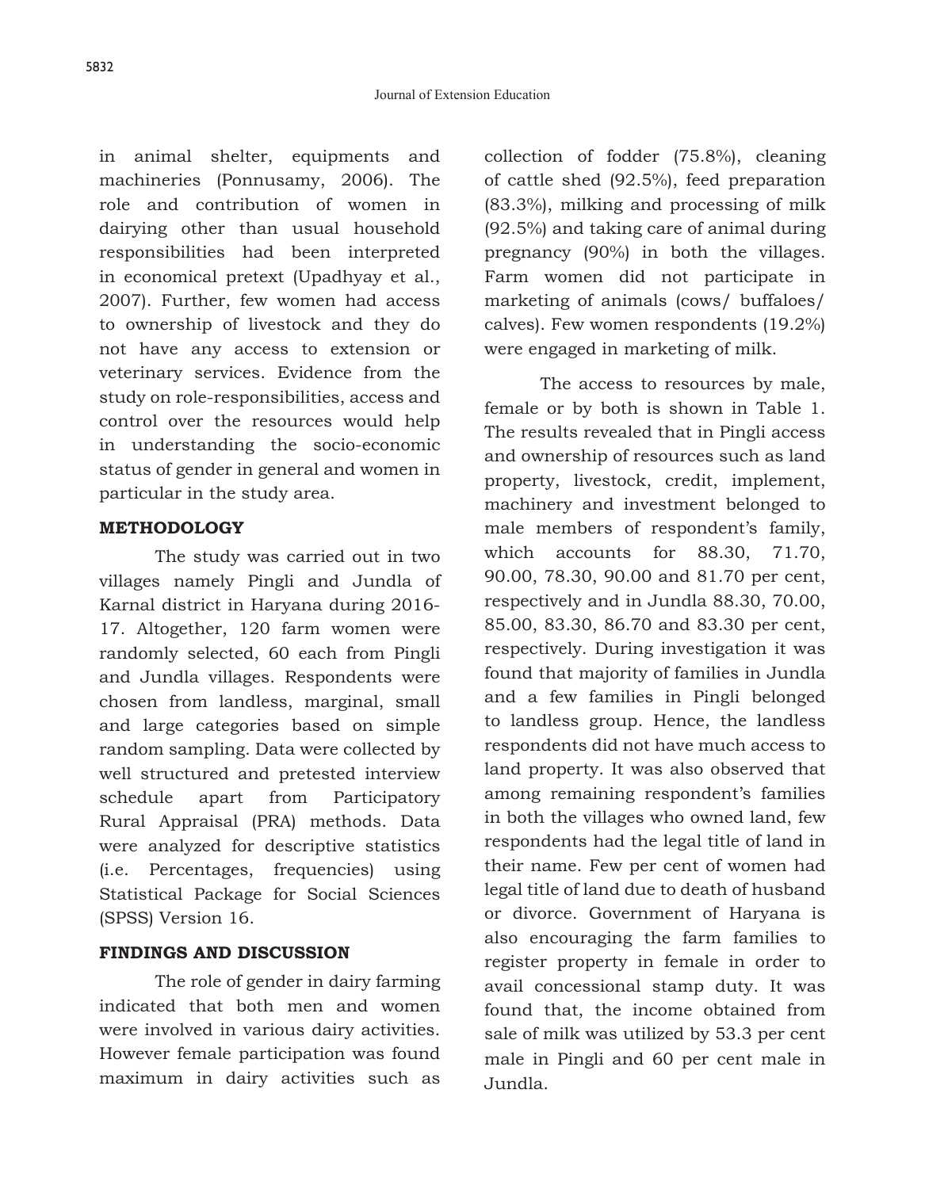in animal shelter, equipments and machineries (Ponnusamy, 2006). The role and contribution of women in dairying other than usual household responsibilities had been interpreted in economical pretext (Upadhyay et al., 2007). Further, few women had access to ownership of livestock and they do not have any access to extension or veterinary services. Evidence from the study on role-responsibilities, access and control over the resources would help in understanding the socio-economic status of gender in general and women in particular in the study area.

## METHODOLOGY

The study was carried out in two villages namely Pingli and Jundla of Karnal district in Haryana during 2016-17. Altogether, 120 farm women were randomly selected, 60 each from Pingli and Jundla villages. Respondents were chosen from landless, marginal, small and large categories based on simple random sampling. Data were collected by well structured and pretested interview schedule apart from Participatory Rural Appraisal (PRA) methods. Data were analyzed for descriptive statistics (i.e. Percentages, frequencies) using Statistical Package for Social Sciences (SPSS) Version 16.

## FINDINGS AND DISCUSSION

The role of gender in dairy farming indicated that both men and women were involved in various dairy activities. However female participation was found maximum in dairy activities such as collection of fodder (75.8%), cleaning of cattle shed (92.5%), feed preparation (83.3%), milking and processing of milk (92.5%) and taking care of animal during pregnancy (90%) in both the villages. Farm women did not participate in marketing of animals (cows/ buffaloes/ calves). Few women respondents (19.2%) were engaged in marketing of milk.

The access to resources by male, female or by both is shown in Table 1. The results revealed that in Pingli access and ownership of resources such as land property, livestock, credit, implement, machinery and investment belonged to male members of respondent's family, which accounts for 88.30, 71.70, 90.00, 78.30, 90.00 and 81.70 per cent, respectively and in Jundla 88.30, 70.00, 85.00, 83.30, 86.70 and 83.30 per cent, respectively. During investigation it was found that majority of families in Jundla and a few families in Pingli belonged to landless group. Hence, the landless respondents did not have much access to land property. It was also observed that among remaining respondent's families in both the villages who owned land, few respondents had the legal title of land in their name. Few per cent of women had legal title of land due to death of husband or divorce. Government of Haryana is also encouraging the farm families to register property in female in order to avail concessional stamp duty. It was found that, the income obtained from sale of milk was utilized by 53.3 per cent male in Pingli and 60 per cent male in Jundla.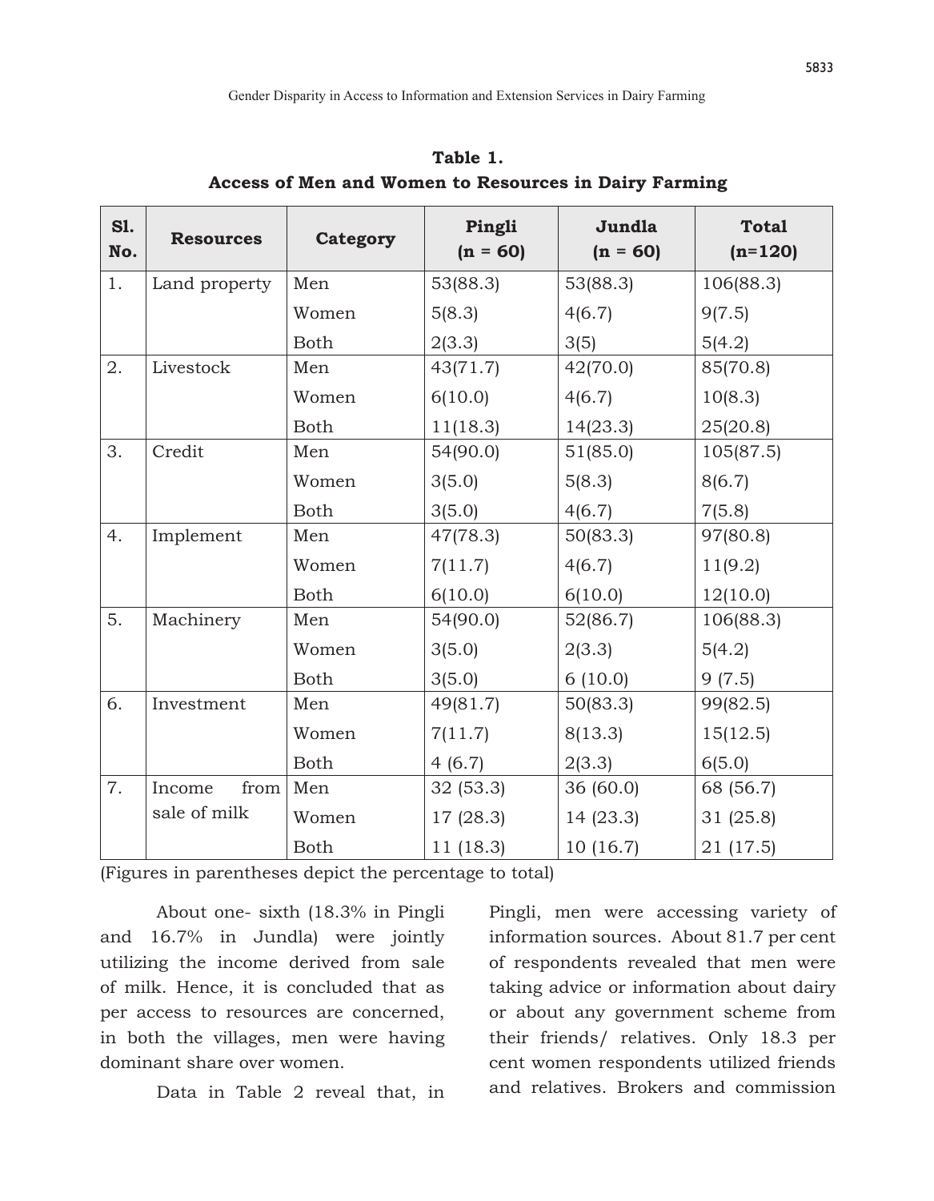**Table 1.**
**Access of Men and Women to Resources in Dairy Farming**

| Sl. No. | Resources | Category | Pingli (n = 60) | Jundla (n = 60) | Total (n=120) |
|---|---|---|---|---|---|
| 1. | Land property | Men | 53(88.3) | 53(88.3) | 106(88.3) |
| | | Women | 5(8.3) | 4(6.7) | 9(7.5) |
| | | Both | 2(3.3) | 3(5) | 5(4.2) |
| 2. | Livestock | Men | 43(71.7) | 42(70.0) | 85(70.8) |
| | | Women | 6(10.0) | 4(6.7) | 10(8.3) |
| | | Both | 11(18.3) | 14(23.3) | 25(20.8) |
| 3. | Credit | Men | 54(90.0) | 51(85.0) | 105(87.5) |
| | | Women | 3(5.0) | 5(8.3) | 8(6.7) |
| | | Both | 3(5.0) | 4(6.7) | 7(5.8) |
| 4. | Implement | Men | 47(78.3) | 50(83.3) | 97(80.8) |
| | | Women | 7(11.7) | 4(6.7) | 11(9.2) |
| | | Both | 6(10.0) | 6(10.0) | 12(10.0) |
| 5. | Machinery | Men | 54(90.0) | 52(86.7) | 106(88.3) |
| | | Women | 3(5.0) | 2(3.3) | 5(4.2) |
| | | Both | 3(5.0) | 6 (10.0) | 9 (7.5) |
| 6. | Investment | Men | 49(81.7) | 50(83.3) | 99(82.5) |
| | | Women | 7(11.7) | 8(13.3) | 15(12.5) |
| | | Both | 4 (6.7) | 2(3.3) | 6(5.0) |
| 7. | Income from sale of milk | Men | 32 (53.3) | 36 (60.0) | 68 (56.7) |
| | | Women | 17 (28.3) | 14 (23.3) | 31 (25.8) |
| | | Both | 11 (18.3) | 10 (16.7) | 21 (17.5) |

(Figures in parentheses depict the percentage to total)

About one- sixth (18.3% in Pingli and 16.7% in Jundla) were jointly utilizing the income derived from sale of milk. Hence, it is concluded that as per access to resources are concerned, in both the villages, men were having dominant share over women.

Data in Table 2 reveal that, in Pingli, men were accessing variety of information sources. About 81.7 per cent of respondents revealed that men were taking advice or information about dairy or about any government scheme from their friends/ relatives. Only 18.3 per cent women respondents utilized friends and relatives. Brokers and commission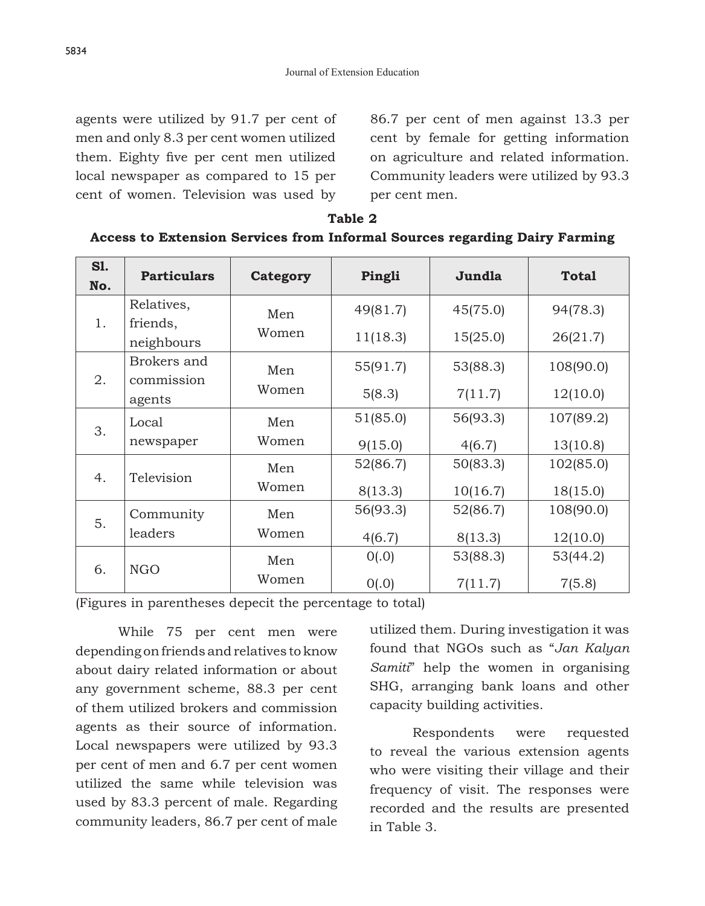agents were utilized by 91.7 per cent of men and only 8.3 per cent women utilized them. Eighty five per cent men utilized local newspaper as compared to 15 per cent of women. Television was used by 86.7 per cent of men against 13.3 per cent by female for getting information on agriculture and related information. Community leaders were utilized by 93.3 per cent men.

**Table 2**

**Access to Extension Services from Informal Sources regarding Dairy Farming**

| Sl. No. | Particulars | Category | Pingli | Jundla | Total |
|---|---|---|---|---|---|
| 1. | Relatives, friends, neighbours | Men | 49(81.7) | 45(75.0) | 94(78.3) |
| | | Women | 11(18.3) | 15(25.0) | 26(21.7) |
| 2. | Brokers and commission agents | Men | 55(91.7) | 53(88.3) | 108(90.0) |
| | | Women | 5(8.3) | 7(11.7) | 12(10.0) |
| 3. | Local newspaper | Men | 51(85.0) | 56(93.3) | 107(89.2) |
| | | Women | 9(15.0) | 4(6.7) | 13(10.8) |
| 4. | Television | Men | 52(86.7) | 50(83.3) | 102(85.0) |
| | | Women | 8(13.3) | 10(16.7) | 18(15.0) |
| 5. | Community leaders | Men | 56(93.3) | 52(86.7) | 108(90.0) |
| | | Women | 4(6.7) | 8(13.3) | 12(10.0) |
| 6. | NGO | Men | 0(.0) | 53(88.3) | 53(44.2) |
| | | Women | 0(.0) | 7(11.7) | 7(5.8) |

(Figures in parentheses depecit the percentage to total)

While 75 per cent men were depending on friends and relatives to know about dairy related information or about any government scheme, 88.3 per cent of them utilized brokers and commission agents as their source of information. Local newspapers were utilized by 93.3 per cent of men and 6.7 per cent women utilized the same while television was used by 83.3 percent of male. Regarding community leaders, 86.7 per cent of male utilized them. During investigation it was found that NGOs such as "*Jan Kalyan Samiti*" help the women in organising SHG, arranging bank loans and other capacity building activities.

Respondents were requested to reveal the various extension agents who were visiting their village and their frequency of visit. The responses were recorded and the results are presented in Table 3.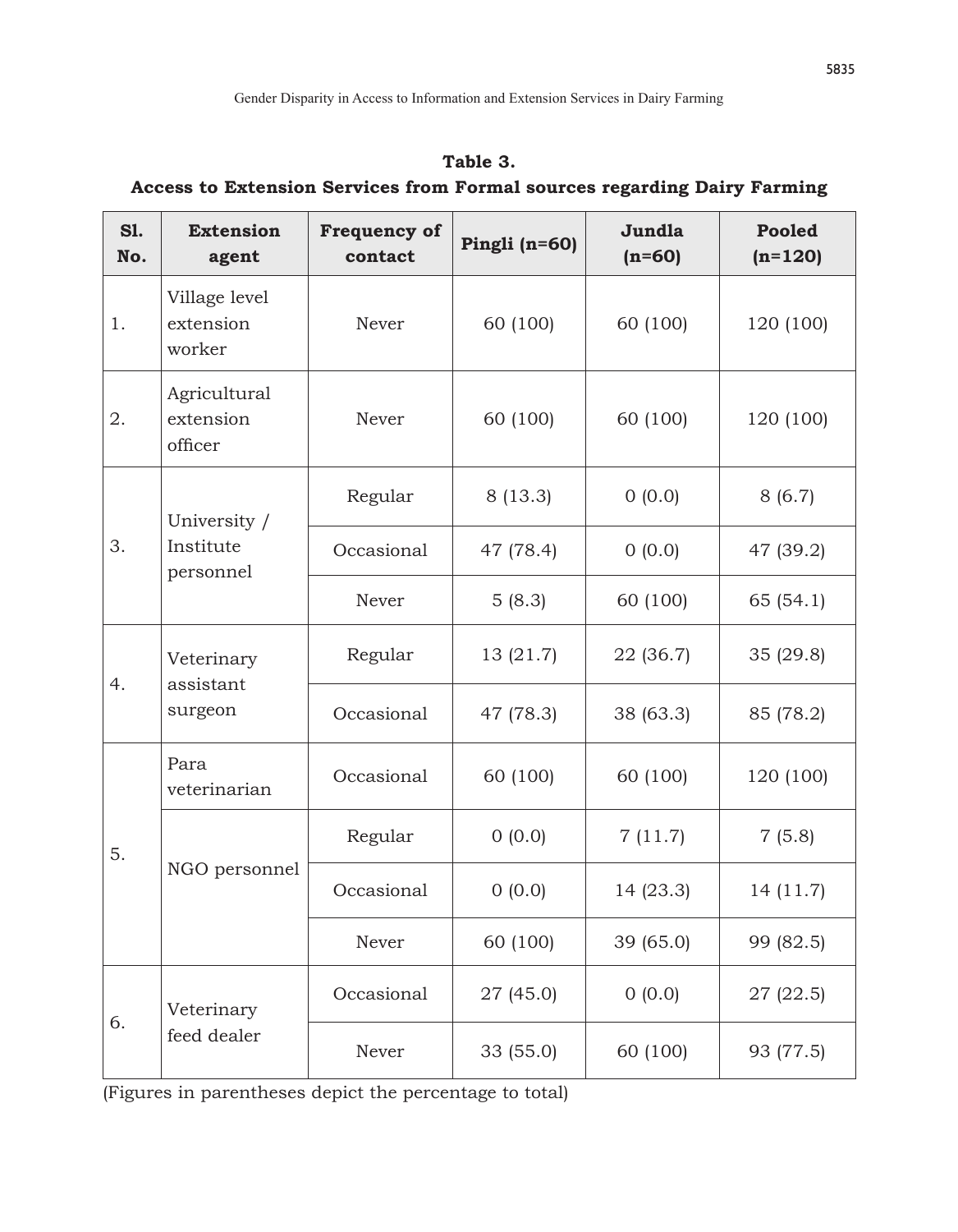**Table 3.**
**Access to Extension Services from Formal sources regarding Dairy Farming**

| Sl. No. | Extension agent | Frequency of contact | Pingli (n=60) | Jundla (n=60) | Pooled (n=120) |
|---|---|---|---|---|---|
| 1. | Village level extension worker | Never | 60 (100) | 60 (100) | 120 (100) |
| 2. | Agricultural extension officer | Never | 60 (100) | 60 (100) | 120 (100) |
| 3. | University / Institute personnel | Regular | 8 (13.3) | 0 (0.0) | 8 (6.7) |
| | | Occasional | 47 (78.4) | 0 (0.0) | 47 (39.2) |
| | | Never | 5 (8.3) | 60 (100) | 65 (54.1) |
| 4. | Veterinary assistant surgeon | Regular | 13 (21.7) | 22 (36.7) | 35 (29.8) |
| | | Occasional | 47 (78.3) | 38 (63.3) | 85 (78.2) |
| 5. | Para veterinarian | Occasional | 60 (100) | 60 (100) | 120 (100) |
| | NGO personnel | Regular | 0 (0.0) | 7 (11.7) | 7 (5.8) |
| | | Occasional | 0 (0.0) | 14 (23.3) | 14 (11.7) |
| | | Never | 60 (100) | 39 (65.0) | 99 (82.5) |
| 6. | Veterinary feed dealer | Occasional | 27 (45.0) | 0 (0.0) | 27 (22.5) |
| | | Never | 33 (55.0) | 60 (100) | 93 (77.5) |

(Figures in parentheses depict the percentage to total)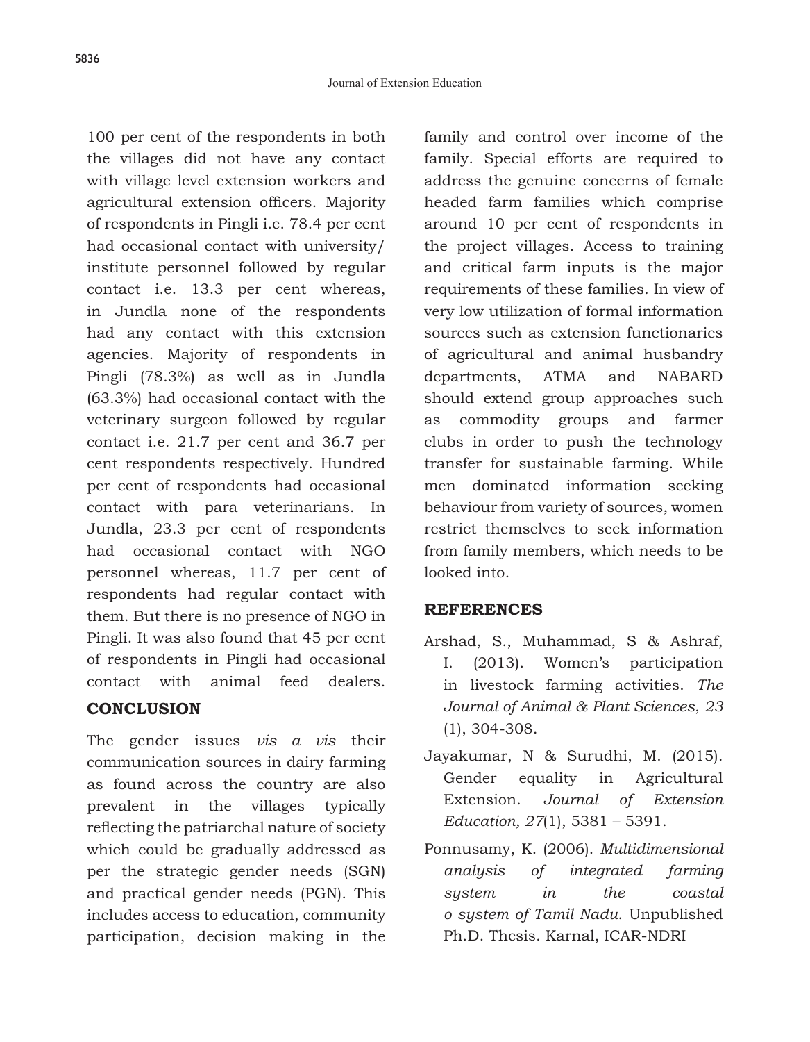100 per cent of the respondents in both the villages did not have any contact with village level extension workers and agricultural extension officers. Majority of respondents in Pingli i.e. 78.4 per cent had occasional contact with university/ institute personnel followed by regular contact i.e. 13.3 per cent whereas, in Jundla none of the respondents had any contact with this extension agencies. Majority of respondents in Pingli (78.3%) as well as in Jundla (63.3%) had occasional contact with the veterinary surgeon followed by regular contact i.e. 21.7 per cent and 36.7 per cent respondents respectively. Hundred per cent of respondents had occasional contact with para veterinarians. In Jundla, 23.3 per cent of respondents had occasional contact with NGO personnel whereas, 11.7 per cent of respondents had regular contact with them. But there is no presence of NGO in Pingli. It was also found that 45 per cent of respondents in Pingli had occasional contact with animal feed dealers.

## CONCLUSION

The gender issues *vis a vis* their communication sources in dairy farming as found across the country are also prevalent in the villages typically reflecting the patriarchal nature of society which could be gradually addressed as per the strategic gender needs (SGN) and practical gender needs (PGN). This includes access to education, community participation, decision making in the family and control over income of the family. Special efforts are required to address the genuine concerns of female headed farm families which comprise around 10 per cent of respondents in the project villages. Access to training and critical farm inputs is the major requirements of these families. In view of very low utilization of formal information sources such as extension functionaries of agricultural and animal husbandry departments, ATMA and NABARD should extend group approaches such as commodity groups and farmer clubs in order to push the technology transfer for sustainable farming. While men dominated information seeking behaviour from variety of sources, women restrict themselves to seek information from family members, which needs to be looked into.

## REFERENCES

Arshad, S., Muhammad, S & Ashraf, I. (2013). Women's participation in livestock farming activities. *The Journal of Animal & Plant Sciences*, *23* (1), 304-308.

Jayakumar, N & Surudhi, M. (2015). Gender equality in Agricultural Extension. *Journal of Extension Education, 27*(1), 5381 – 5391.

Ponnusamy, K. (2006). *Multidimensional analysis of integrated farming system in the coastal o system of Tamil Nadu*. Unpublished Ph.D. Thesis. Karnal, ICAR-NDRI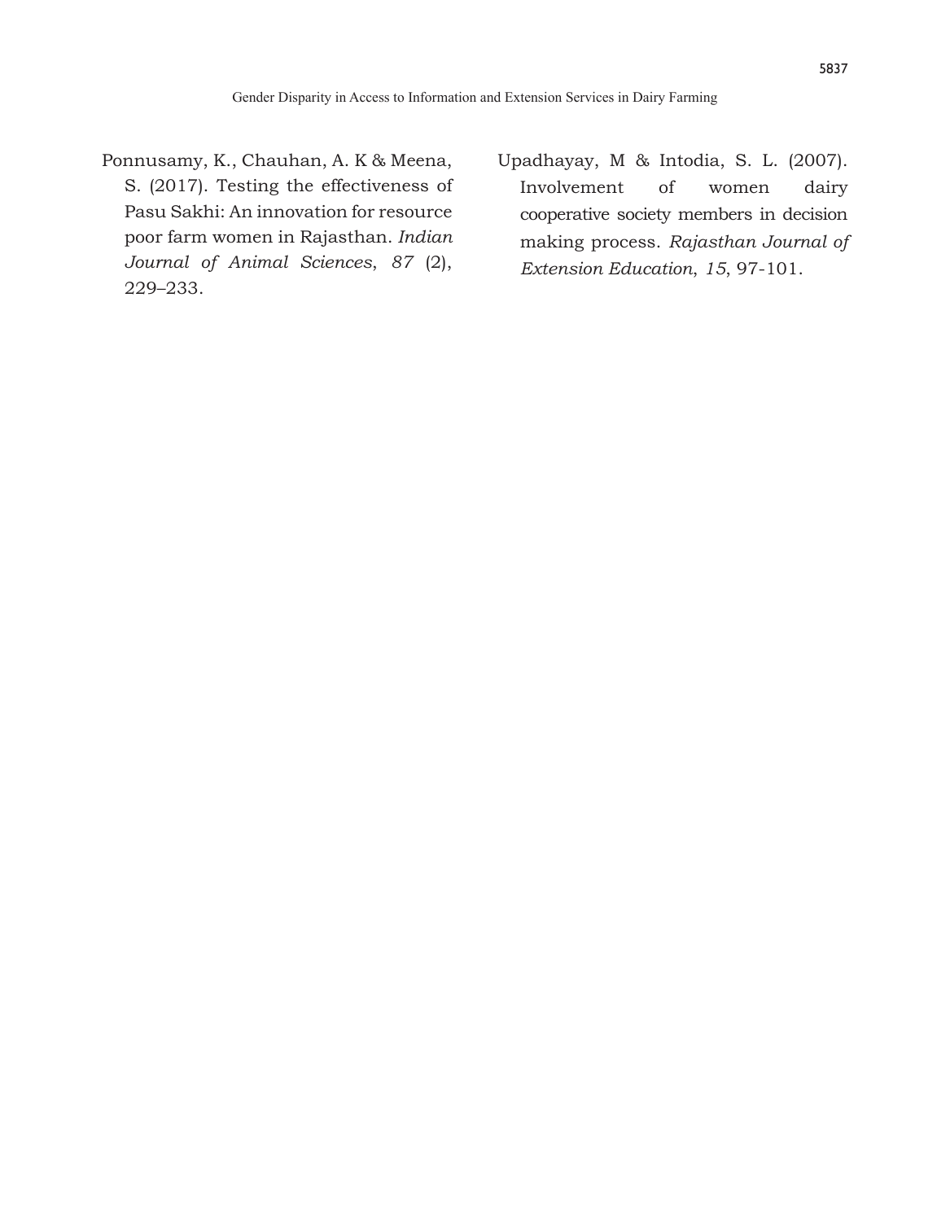Ponnusamy, K., Chauhan, A. K & Meena, S. (2017). Testing the effectiveness of Pasu Sakhi: An innovation for resource poor farm women in Rajasthan. *Indian Journal of Animal Sciences*, *87* (2), 229–233.

Upadhayay, M & Intodia, S. L. (2007). Involvement of women dairy cooperative society members in decision making process. *Rajasthan Journal of Extension Education*, *15*, 97-101.